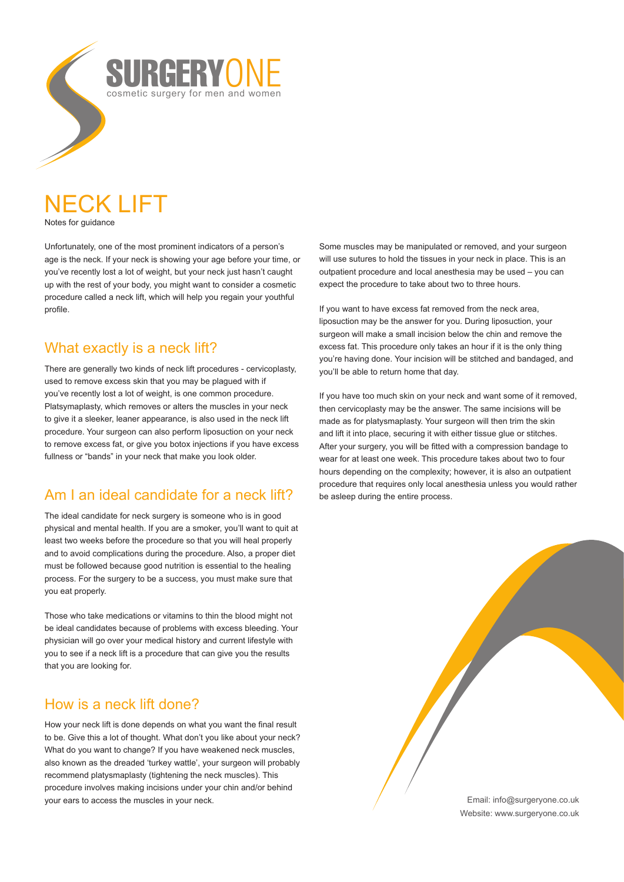SURGERYONE
cosmetic surgery for men and women

# NECK LIFT

Notes for guidance

Unfortunately, one of the most prominent indicators of a person's age is the neck. If your neck is showing your age before your time, or you've recently lost a lot of weight, but your neck just hasn't caught up with the rest of your body, you might want to consider a cosmetic procedure called a neck lift, which will help you regain your youthful profile.

## What exactly is a neck lift?

There are generally two kinds of neck lift procedures - cervicoplasty, used to remove excess skin that you may be plagued with if you've recently lost a lot of weight, is one common procedure. Platsymaplasty, which removes or alters the muscles in your neck to give it a sleeker, leaner appearance, is also used in the neck lift procedure. Your surgeon can also perform liposuction on your neck to remove excess fat, or give you botox injections if you have excess fullness or "bands" in your neck that make you look older.

## Am I an ideal candidate for a neck lift?

The ideal candidate for neck surgery is someone who is in good physical and mental health. If you are a smoker, you'll want to quit at least two weeks before the procedure so that you will heal properly and to avoid complications during the procedure. Also, a proper diet must be followed because good nutrition is essential to the healing process. For the surgery to be a success, you must make sure that you eat properly.

Those who take medications or vitamins to thin the blood might not be ideal candidates because of problems with excess bleeding. Your physician will go over your medical history and current lifestyle with you to see if a neck lift is a procedure that can give you the results that you are looking for.

## How is a neck lift done?

How your neck lift is done depends on what you want the final result to be. Give this a lot of thought. What don't you like about your neck? What do you want to change? If you have weakened neck muscles, also known as the dreaded 'turkey wattle', your surgeon will probably recommend platysmaplasty (tightening the neck muscles). This procedure involves making incisions under your chin and/or behind your ears to access the muscles in your neck.

Some muscles may be manipulated or removed, and your surgeon will use sutures to hold the tissues in your neck in place. This is an outpatient procedure and local anesthesia may be used – you can expect the procedure to take about two to three hours.

If you want to have excess fat removed from the neck area, liposuction may be the answer for you. During liposuction, your surgeon will make a small incision below the chin and remove the excess fat. This procedure only takes an hour if it is the only thing you're having done. Your incision will be stitched and bandaged, and you'll be able to return home that day.

If you have too much skin on your neck and want some of it removed, then cervicoplasty may be the answer. The same incisions will be made as for platysmaplasty. Your surgeon will then trim the skin and lift it into place, securing it with either tissue glue or stitches. After your surgery, you will be fitted with a compression bandage to wear for at least one week. This procedure takes about two to four hours depending on the complexity; however, it is also an outpatient procedure that requires only local anesthesia unless you would rather be asleep during the entire process.

Email: info@surgeryone.co.uk
Website: www.surgeryone.co.uk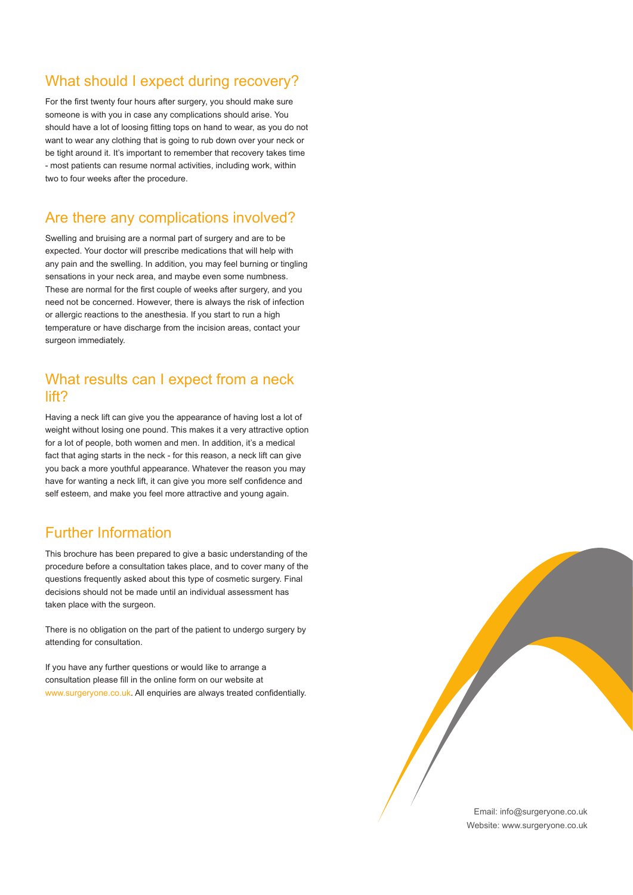## What should I expect during recovery?

For the first twenty four hours after surgery, you should make sure someone is with you in case any complications should arise. You should have a lot of loosing fitting tops on hand to wear, as you do not want to wear any clothing that is going to rub down over your neck or be tight around it. It's important to remember that recovery takes time - most patients can resume normal activities, including work, within two to four weeks after the procedure.

## Are there any complications involved?

Swelling and bruising are a normal part of surgery and are to be expected. Your doctor will prescribe medications that will help with any pain and the swelling. In addition, you may feel burning or tingling sensations in your neck area, and maybe even some numbness. These are normal for the first couple of weeks after surgery, and you need not be concerned. However, there is always the risk of infection or allergic reactions to the anesthesia. If you start to run a high temperature or have discharge from the incision areas, contact your surgeon immediately.

## What results can I expect from a neck lift?

Having a neck lift can give you the appearance of having lost a lot of weight without losing one pound. This makes it a very attractive option for a lot of people, both women and men. In addition, it's a medical fact that aging starts in the neck - for this reason, a neck lift can give you back a more youthful appearance. Whatever the reason you may have for wanting a neck lift, it can give you more self confidence and self esteem, and make you feel more attractive and young again.

## Further Information

This brochure has been prepared to give a basic understanding of the procedure before a consultation takes place, and to cover many of the questions frequently asked about this type of cosmetic surgery. Final decisions should not be made until an individual assessment has taken place with the surgeon.

There is no obligation on the part of the patient to undergo surgery by attending for consultation.

If you have any further questions or would like to arrange a consultation please fill in the online form on our website at www.surgeryone.co.uk. All enquiries are always treated confidentially.

Email: info@surgeryone.co.uk
Website: www.surgeryone.co.uk